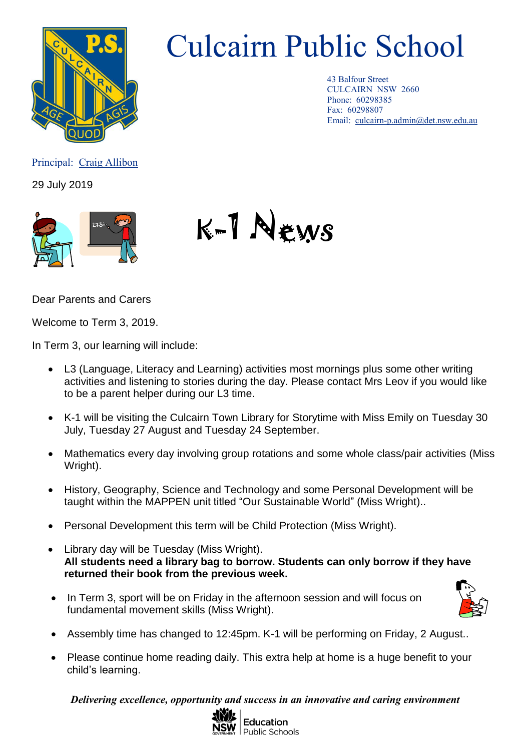# Culcairn Public School

43 Balfour Street
CULCAIRN NSW 2660
Phone: 60298385
Fax: 60298807
Email: culcairn-p.admin@det.nsw.edu.au

Principal: Craig Allibon

29 July 2019

## K-1 News

Dear Parents and Carers

Welcome to Term 3, 2019.

In Term 3, our learning will include:

- L3 (Language, Literacy and Learning) activities most mornings plus some other writing activities and listening to stories during the day. Please contact Mrs Leov if you would like to be a parent helper during our L3 time.
- K-1 will be visiting the Culcairn Town Library for Storytime with Miss Emily on Tuesday 30 July, Tuesday 27 August and Tuesday 24 September.
- Mathematics every day involving group rotations and some whole class/pair activities (Miss Wright).
- History, Geography, Science and Technology and some Personal Development will be taught within the MAPPEN unit titled "Our Sustainable World" (Miss Wright)..
- Personal Development this term will be Child Protection (Miss Wright).
- Library day will be Tuesday (Miss Wright).
  **All students need a library bag to borrow. Students can only borrow if they have returned their book from the previous week.**
- In Term 3, sport will be on Friday in the afternoon session and will focus on fundamental movement skills (Miss Wright).
- Assembly time has changed to 12:45pm. K-1 will be performing on Friday, 2 August..
- Please continue home reading daily. This extra help at home is a huge benefit to your child's learning.

***Delivering excellence, opportunity and success in an innovative and caring environment***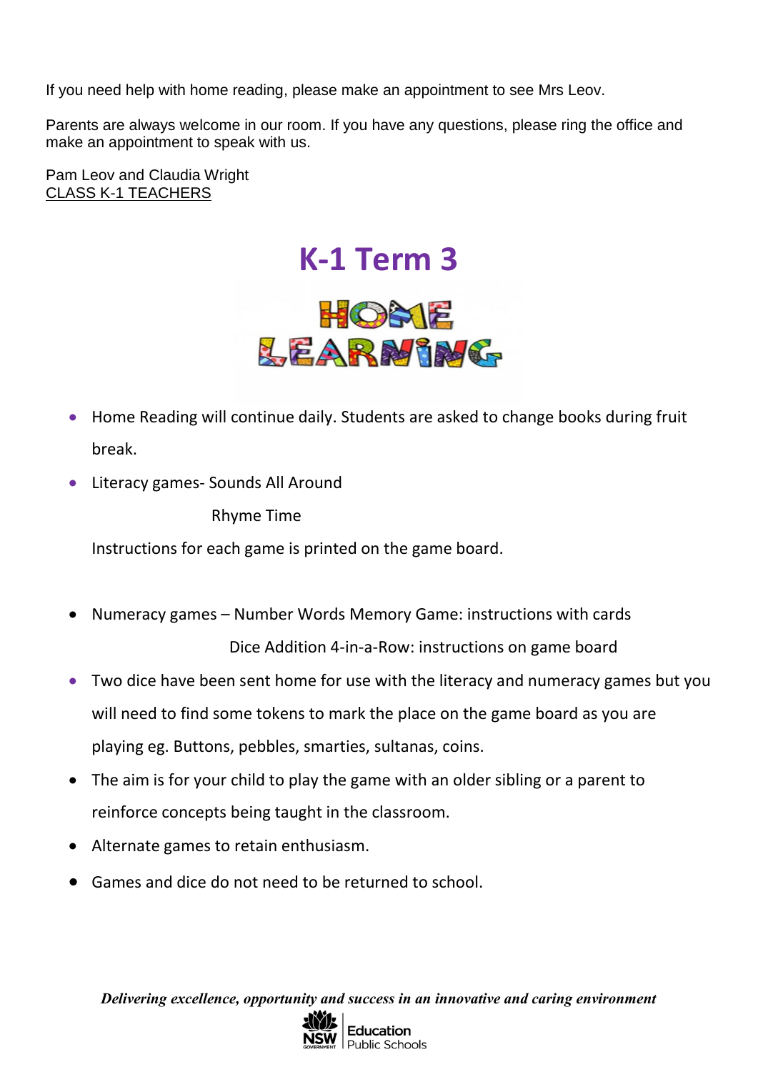If you need help with home reading, please make an appointment to see Mrs Leov.

Parents are always welcome in our room. If you have any questions, please ring the office and make an appointment to speak with us.

Pam Leov and Claudia Wright
CLASS K-1 TEACHERS

# K-1 Term 3

## HOME LEARNING

- Home Reading will continue daily. Students are asked to change books during fruit break.
- Literacy games- Sounds All Around
  Rhyme Time
  Instructions for each game is printed on the game board.
- Numeracy games – Number Words Memory Game: instructions with cards
  Dice Addition 4-in-a-Row: instructions on game board
- Two dice have been sent home for use with the literacy and numeracy games but you will need to find some tokens to mark the place on the game board as you are playing eg. Buttons, pebbles, smarties, sultanas, coins.
- The aim is for your child to play the game with an older sibling or a parent to reinforce concepts being taught in the classroom.
- Alternate games to retain enthusiasm.
- Games and dice do not need to be returned to school.

*Delivering excellence, opportunity and success in an innovative and caring environment*

NSW Education Public Schools